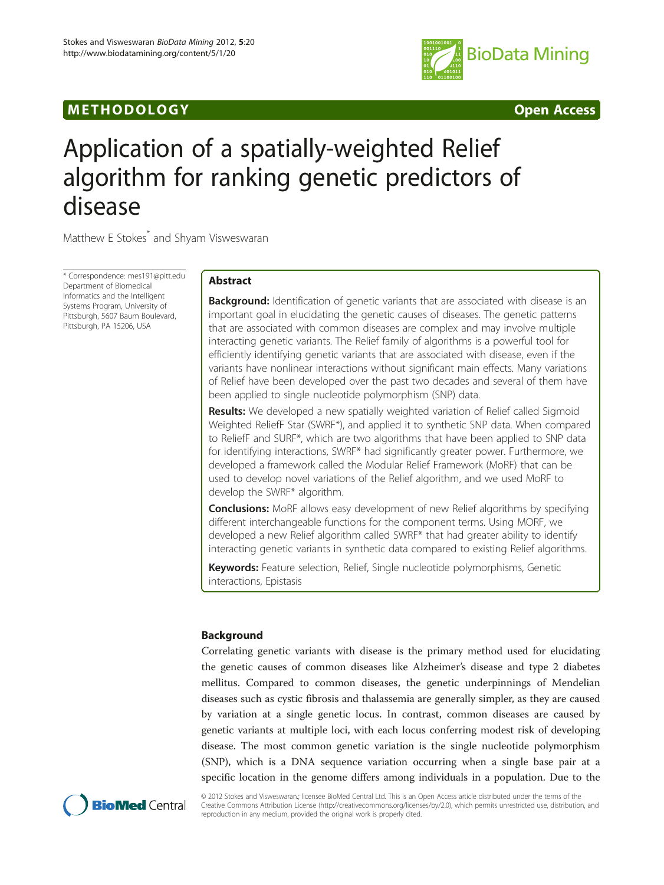METHODOLOGY **Open Access**

# Application of a spatially-weighted Relief algorithm for ranking genetic predictors of disease

Matthew E Stokes* and Shyam Visweswaran

\* Correspondence: mes191@pitt.edu
Department of Biomedical Informatics and the Intelligent Systems Program, University of Pittsburgh, 5607 Baum Boulevard, Pittsburgh, PA 15206, USA

## Abstract

**Background:** Identification of genetic variants that are associated with disease is an important goal in elucidating the genetic causes of diseases. The genetic patterns that are associated with common diseases are complex and may involve multiple interacting genetic variants. The Relief family of algorithms is a powerful tool for efficiently identifying genetic variants that are associated with disease, even if the variants have nonlinear interactions without significant main effects. Many variations of Relief have been developed over the past two decades and several of them have been applied to single nucleotide polymorphism (SNP) data.

**Results:** We developed a new spatially weighted variation of Relief called Sigmoid Weighted ReliefF Star (SWRF*), and applied it to synthetic SNP data. When compared to ReliefF and SURF*, which are two algorithms that have been applied to SNP data for identifying interactions, SWRF* had significantly greater power. Furthermore, we developed a framework called the Modular Relief Framework (MoRF) that can be used to develop novel variations of the Relief algorithm, and we used MoRF to develop the SWRF* algorithm.

**Conclusions:** MoRF allows easy development of new Relief algorithms by specifying different interchangeable functions for the component terms. Using MORF, we developed a new Relief algorithm called SWRF* that had greater ability to identify interacting genetic variants in synthetic data compared to existing Relief algorithms.

**Keywords:** Feature selection, Relief, Single nucleotide polymorphisms, Genetic interactions, Epistasis

## Background

Correlating genetic variants with disease is the primary method used for elucidating the genetic causes of common diseases like Alzheimer's disease and type 2 diabetes mellitus. Compared to common diseases, the genetic underpinnings of Mendelian diseases such as cystic fibrosis and thalassemia are generally simpler, as they are caused by variation at a single genetic locus. In contrast, common diseases are caused by genetic variants at multiple loci, with each locus conferring modest risk of developing disease. The most common genetic variation is the single nucleotide polymorphism (SNP), which is a DNA sequence variation occurring when a single base pair at a specific location in the genome differs among individuals in a population. Due to the

© 2012 Stokes and Visweswaran.; licensee BioMed Central Ltd. This is an Open Access article distributed under the terms of the Creative Commons Attribution License (http://creativecommons.org/licenses/by/2.0), which permits unrestricted use, distribution, and reproduction in any medium, provided the original work is properly cited.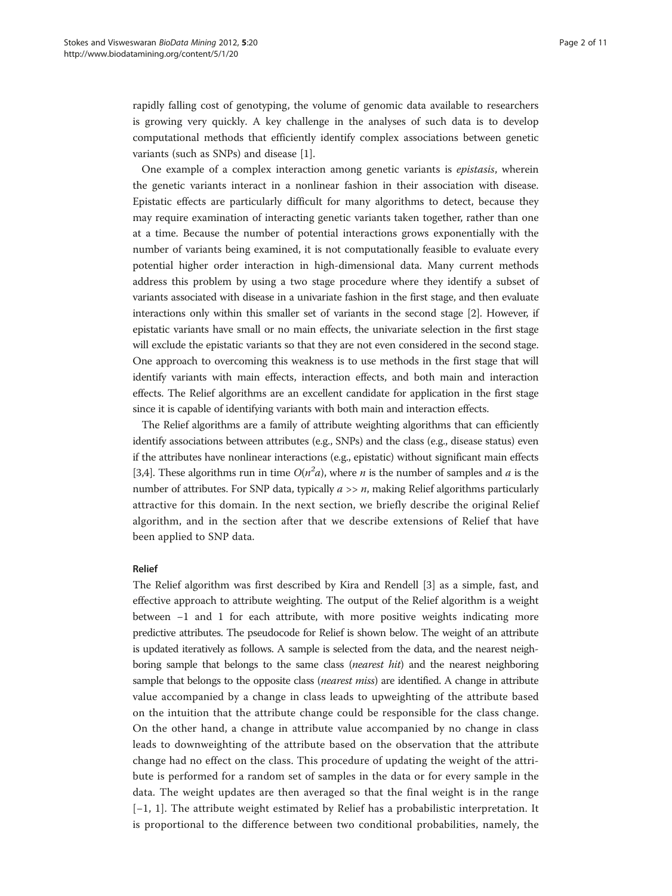rapidly falling cost of genotyping, the volume of genomic data available to researchers is growing very quickly. A key challenge in the analyses of such data is to develop computational methods that efficiently identify complex associations between genetic variants (such as SNPs) and disease [1].

One example of a complex interaction among genetic variants is *epistasis*, wherein the genetic variants interact in a nonlinear fashion in their association with disease. Epistatic effects are particularly difficult for many algorithms to detect, because they may require examination of interacting genetic variants taken together, rather than one at a time. Because the number of potential interactions grows exponentially with the number of variants being examined, it is not computationally feasible to evaluate every potential higher order interaction in high-dimensional data. Many current methods address this problem by using a two stage procedure where they identify a subset of variants associated with disease in a univariate fashion in the first stage, and then evaluate interactions only within this smaller set of variants in the second stage [2]. However, if epistatic variants have small or no main effects, the univariate selection in the first stage will exclude the epistatic variants so that they are not even considered in the second stage. One approach to overcoming this weakness is to use methods in the first stage that will identify variants with main effects, interaction effects, and both main and interaction effects. The Relief algorithms are an excellent candidate for application in the first stage since it is capable of identifying variants with both main and interaction effects.

The Relief algorithms are a family of attribute weighting algorithms that can efficiently identify associations between attributes (e.g., SNPs) and the class (e.g., disease status) even if the attributes have nonlinear interactions (e.g., epistatic) without significant main effects [3,4]. These algorithms run in time $O(n^2a)$, where $n$ is the number of samples and $a$ is the number of attributes. For SNP data, typically $a >> n$, making Relief algorithms particularly attractive for this domain. In the next section, we briefly describe the original Relief algorithm, and in the section after that we describe extensions of Relief that have been applied to SNP data.

### Relief

The Relief algorithm was first described by Kira and Rendell [3] as a simple, fast, and effective approach to attribute weighting. The output of the Relief algorithm is a weight between −1 and 1 for each attribute, with more positive weights indicating more predictive attributes. The pseudocode for Relief is shown below. The weight of an attribute is updated iteratively as follows. A sample is selected from the data, and the nearest neighboring sample that belongs to the same class (*nearest hit*) and the nearest neighboring sample that belongs to the opposite class (*nearest miss*) are identified. A change in attribute value accompanied by a change in class leads to upweighting of the attribute based on the intuition that the attribute change could be responsible for the class change. On the other hand, a change in attribute value accompanied by no change in class leads to downweighting of the attribute based on the observation that the attribute change had no effect on the class. This procedure of updating the weight of the attribute is performed for a random set of samples in the data or for every sample in the data. The weight updates are then averaged so that the final weight is in the range [−1, 1]. The attribute weight estimated by Relief has a probabilistic interpretation. It is proportional to the difference between two conditional probabilities, namely, the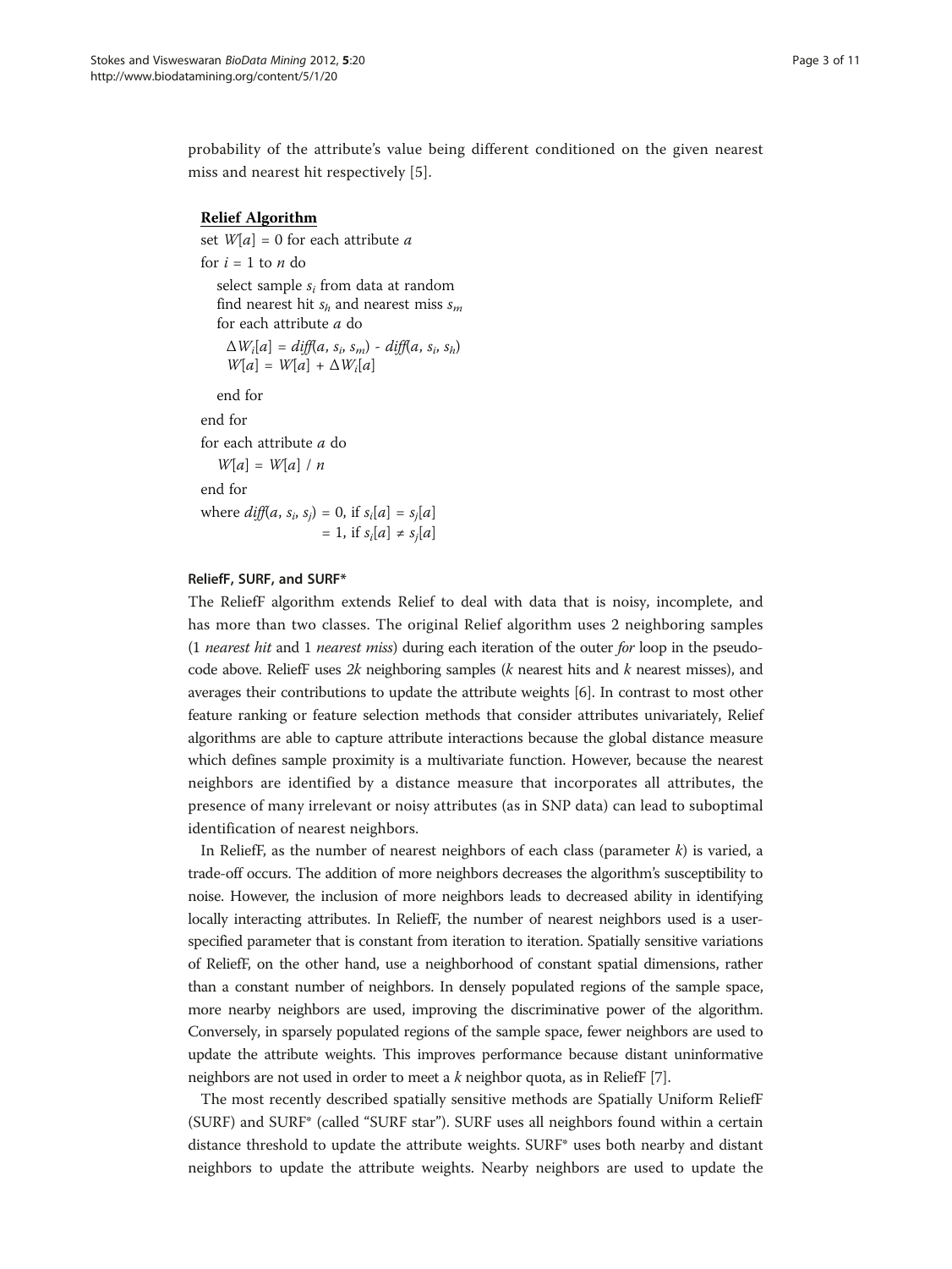probability of the attribute's value being different conditioned on the given nearest miss and nearest hit respectively [5].

**Relief Algorithm**

set $W[a] = 0$ for each attribute $a$
for $i = 1$ to $n$ do
  select sample $s_i$ from data at random
  find nearest hit $s_h$ and nearest miss $s_m$
  for each attribute $a$ do
    $\Delta W_i[a] = diff(a, s_i, s_m) - diff(a, s_i, s_h)$
    $W[a] = W[a] + \Delta W_i[a]$
  end for
end for
for each attribute $a$ do
  $W[a] = W[a] / n$
end for
where $diff(a, s_i, s_j) = 0$, if $s_i[a] = s_j[a]$
            $= 1$, if $s_i[a] \neq s_j[a]$

### ReliefF, SURF, and SURF*

The ReliefF algorithm extends Relief to deal with data that is noisy, incomplete, and has more than two classes. The original Relief algorithm uses 2 neighboring samples (1 *nearest hit* and 1 *nearest miss*) during each iteration of the outer *for* loop in the pseudocode above. ReliefF uses $2k$ neighboring samples ($k$ nearest hits and $k$ nearest misses), and averages their contributions to update the attribute weights [6]. In contrast to most other feature ranking or feature selection methods that consider attributes univariately, Relief algorithms are able to capture attribute interactions because the global distance measure which defines sample proximity is a multivariate function. However, because the nearest neighbors are identified by a distance measure that incorporates all attributes, the presence of many irrelevant or noisy attributes (as in SNP data) can lead to suboptimal identification of nearest neighbors.

In ReliefF, as the number of nearest neighbors of each class (parameter $k$) is varied, a trade-off occurs. The addition of more neighbors decreases the algorithm's susceptibility to noise. However, the inclusion of more neighbors leads to decreased ability in identifying locally interacting attributes. In ReliefF, the number of nearest neighbors used is a user-specified parameter that is constant from iteration to iteration. Spatially sensitive variations of ReliefF, on the other hand, use a neighborhood of constant spatial dimensions, rather than a constant number of neighbors. In densely populated regions of the sample space, more nearby neighbors are used, improving the discriminative power of the algorithm. Conversely, in sparsely populated regions of the sample space, fewer neighbors are used to update the attribute weights. This improves performance because distant uninformative neighbors are not used in order to meet a $k$ neighbor quota, as in ReliefF [7].

The most recently described spatially sensitive methods are Spatially Uniform ReliefF (SURF) and SURF* (called "SURF star"). SURF uses all neighbors found within a certain distance threshold to update the attribute weights. SURF* uses both nearby and distant neighbors to update the attribute weights. Nearby neighbors are used to update the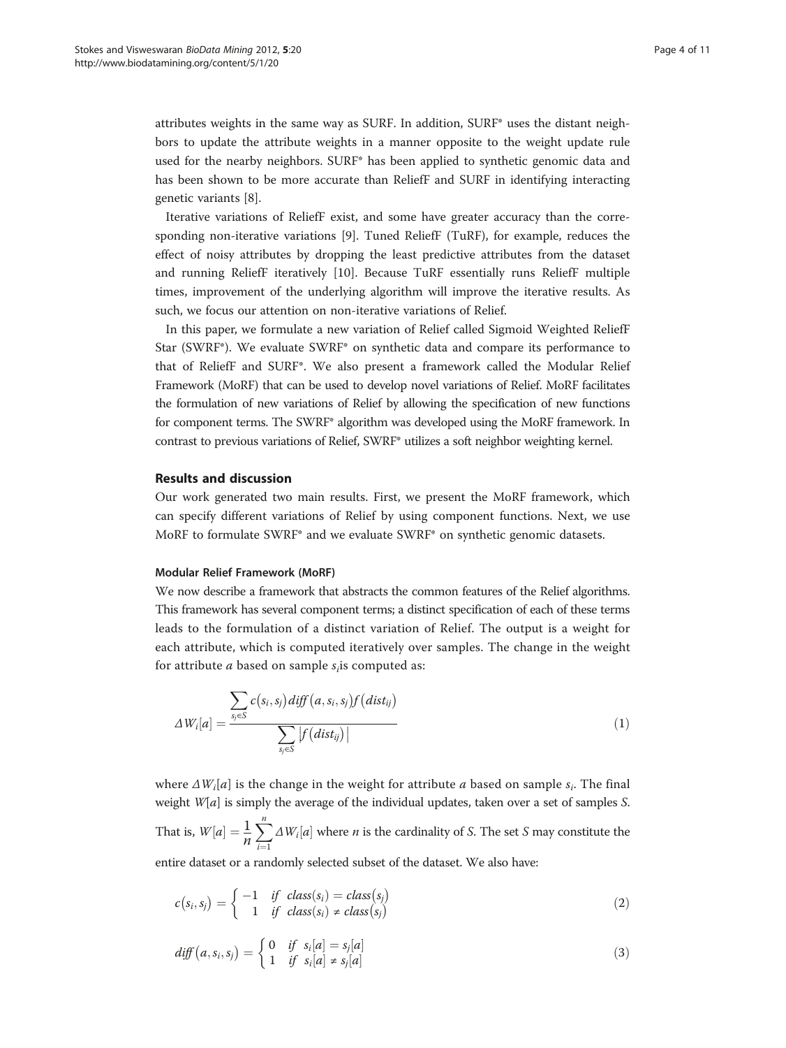attributes weights in the same way as SURF. In addition, SURF* uses the distant neighbors to update the attribute weights in a manner opposite to the weight update rule used for the nearby neighbors. SURF* has been applied to synthetic genomic data and has been shown to be more accurate than ReliefF and SURF in identifying interacting genetic variants [8].

Iterative variations of ReliefF exist, and some have greater accuracy than the corresponding non-iterative variations [9]. Tuned ReliefF (TuRF), for example, reduces the effect of noisy attributes by dropping the least predictive attributes from the dataset and running ReliefF iteratively [10]. Because TuRF essentially runs ReliefF multiple times, improvement of the underlying algorithm will improve the iterative results. As such, we focus our attention on non-iterative variations of Relief.

In this paper, we formulate a new variation of Relief called Sigmoid Weighted ReliefF Star (SWRF*). We evaluate SWRF* on synthetic data and compare its performance to that of ReliefF and SURF*. We also present a framework called the Modular Relief Framework (MoRF) that can be used to develop novel variations of Relief. MoRF facilitates the formulation of new variations of Relief by allowing the specification of new functions for component terms. The SWRF* algorithm was developed using the MoRF framework. In contrast to previous variations of Relief, SWRF* utilizes a soft neighbor weighting kernel.

## Results and discussion

Our work generated two main results. First, we present the MoRF framework, which can specify different variations of Relief by using component functions. Next, we use MoRF to formulate SWRF* and we evaluate SWRF* on synthetic genomic datasets.

### Modular Relief Framework (MoRF)

We now describe a framework that abstracts the common features of the Relief algorithms. This framework has several component terms; a distinct specification of each of these terms leads to the formulation of a distinct variation of Relief. The output is a weight for each attribute, which is computed iteratively over samples. The change in the weight for attribute $a$ based on sample $s_i$is computed as:

$$\Delta W_i[a] = \frac{\sum_{s_j \in S} c(s_i, s_j)\, diff(a, s_i, s_j)\, f(dist_{ij})}{\sum_{s_j \in S} \left| f(dist_{ij}) \right|} \tag{1}$$

where $\Delta W_i[a]$ is the change in the weight for attribute $a$ based on sample $s_i$. The final weight $W[a]$ is simply the average of the individual updates, taken over a set of samples $S$. That is, $W[a] = \frac{1}{n} \sum_{i=1}^{n} \Delta W_i[a]$ where $n$ is the cardinality of $S$. The set $S$ may constitute the entire dataset or a randomly selected subset of the dataset. We also have:

$$c(s_i, s_j) = \begin{cases} -1 & if \;\; class(s_i) = class(s_j) \\ 1 & if \;\; class(s_i) \neq class(s_j) \end{cases} \tag{2}$$

$$diff(a, s_i, s_j) = \begin{cases} 0 & if \;\; s_i[a] = s_j[a] \\ 1 & if \;\; s_i[a] \neq s_j[a] \end{cases} \tag{3}$$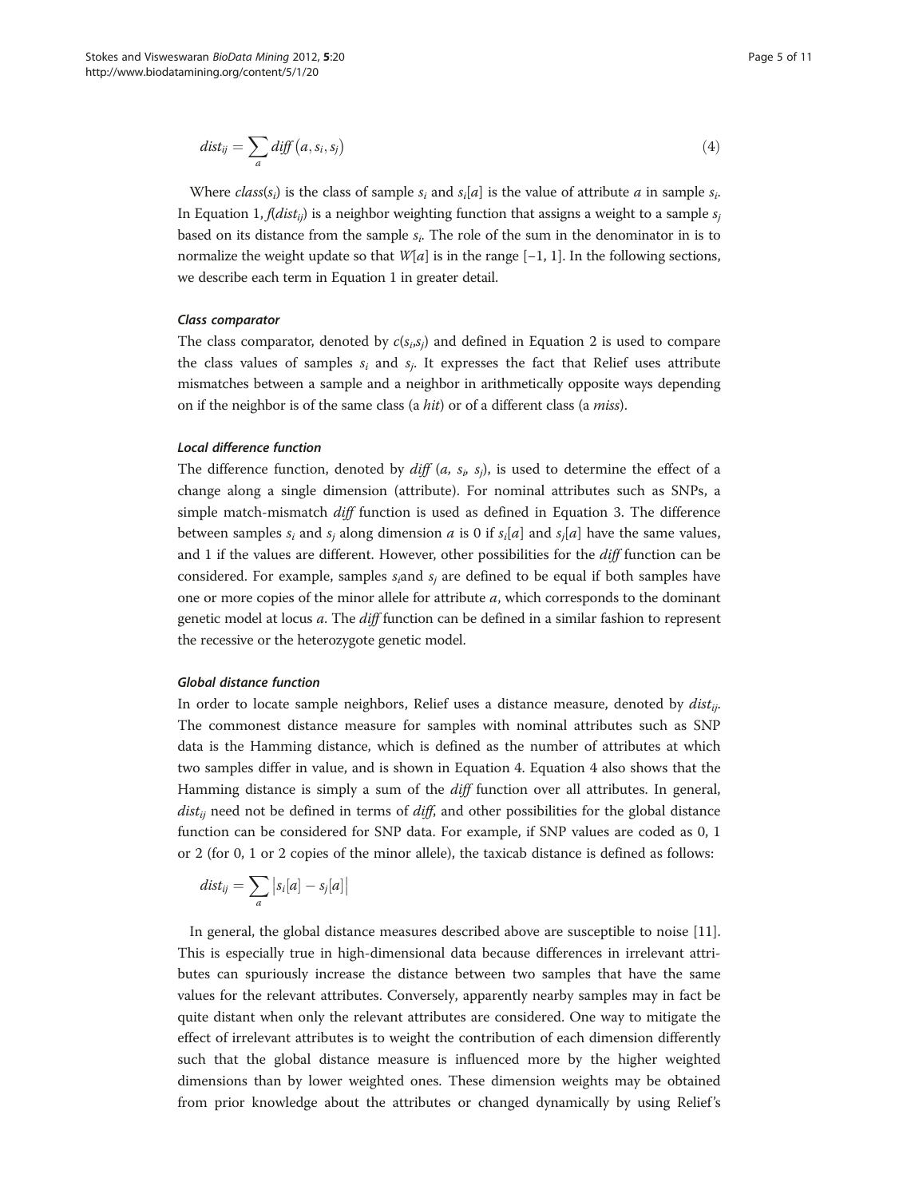$$dist_{ij} = \sum_{a} diff\left(a, s_i, s_j\right) \tag{4}$$

Where $class(s_i)$ is the class of sample $s_i$ and $s_i[a]$ is the value of attribute $a$ in sample $s_i$. In Equation 1, $f(dist_{ij})$ is a neighbor weighting function that assigns a weight to a sample $s_j$ based on its distance from the sample $s_i$. The role of the sum in the denominator in is to normalize the weight update so that $W[a]$ is in the range [−1, 1]. In the following sections, we describe each term in Equation 1 in greater detail.

#### *Class comparator*

The class comparator, denoted by $c(s_i,s_j)$ and defined in Equation 2 is used to compare the class values of samples $s_i$ and $s_j$. It expresses the fact that Relief uses attribute mismatches between a sample and a neighbor in arithmetically opposite ways depending on if the neighbor is of the same class (a *hit*) or of a different class (a *miss*).

#### *Local difference function*

The difference function, denoted by $diff\ (a, s_i, s_j)$, is used to determine the effect of a change along a single dimension (attribute). For nominal attributes such as SNPs, a simple match-mismatch *diff* function is used as defined in Equation 3. The difference between samples $s_i$ and $s_j$ along dimension $a$ is 0 if $s_i[a]$ and $s_j[a]$ have the same values, and 1 if the values are different. However, other possibilities for the *diff* function can be considered. For example, samples $s_i$and $s_j$ are defined to be equal if both samples have one or more copies of the minor allele for attribute $a$, which corresponds to the dominant genetic model at locus $a$. The *diff* function can be defined in a similar fashion to represent the recessive or the heterozygote genetic model.

#### *Global distance function*

In order to locate sample neighbors, Relief uses a distance measure, denoted by $dist_{ij}$. The commonest distance measure for samples with nominal attributes such as SNP data is the Hamming distance, which is defined as the number of attributes at which two samples differ in value, and is shown in Equation 4. Equation 4 also shows that the Hamming distance is simply a sum of the *diff* function over all attributes. In general, $dist_{ij}$ need not be defined in terms of *diff*, and other possibilities for the global distance function can be considered for SNP data. For example, if SNP values are coded as 0, 1 or 2 (for 0, 1 or 2 copies of the minor allele), the taxicab distance is defined as follows:

$$dist_{ij} = \sum_{a} \left|s_i[a] - s_j[a]\right|$$

In general, the global distance measures described above are susceptible to noise [11]. This is especially true in high-dimensional data because differences in irrelevant attributes can spuriously increase the distance between two samples that have the same values for the relevant attributes. Conversely, apparently nearby samples may in fact be quite distant when only the relevant attributes are considered. One way to mitigate the effect of irrelevant attributes is to weight the contribution of each dimension differently such that the global distance measure is influenced more by the higher weighted dimensions than by lower weighted ones. These dimension weights may be obtained from prior knowledge about the attributes or changed dynamically by using Relief's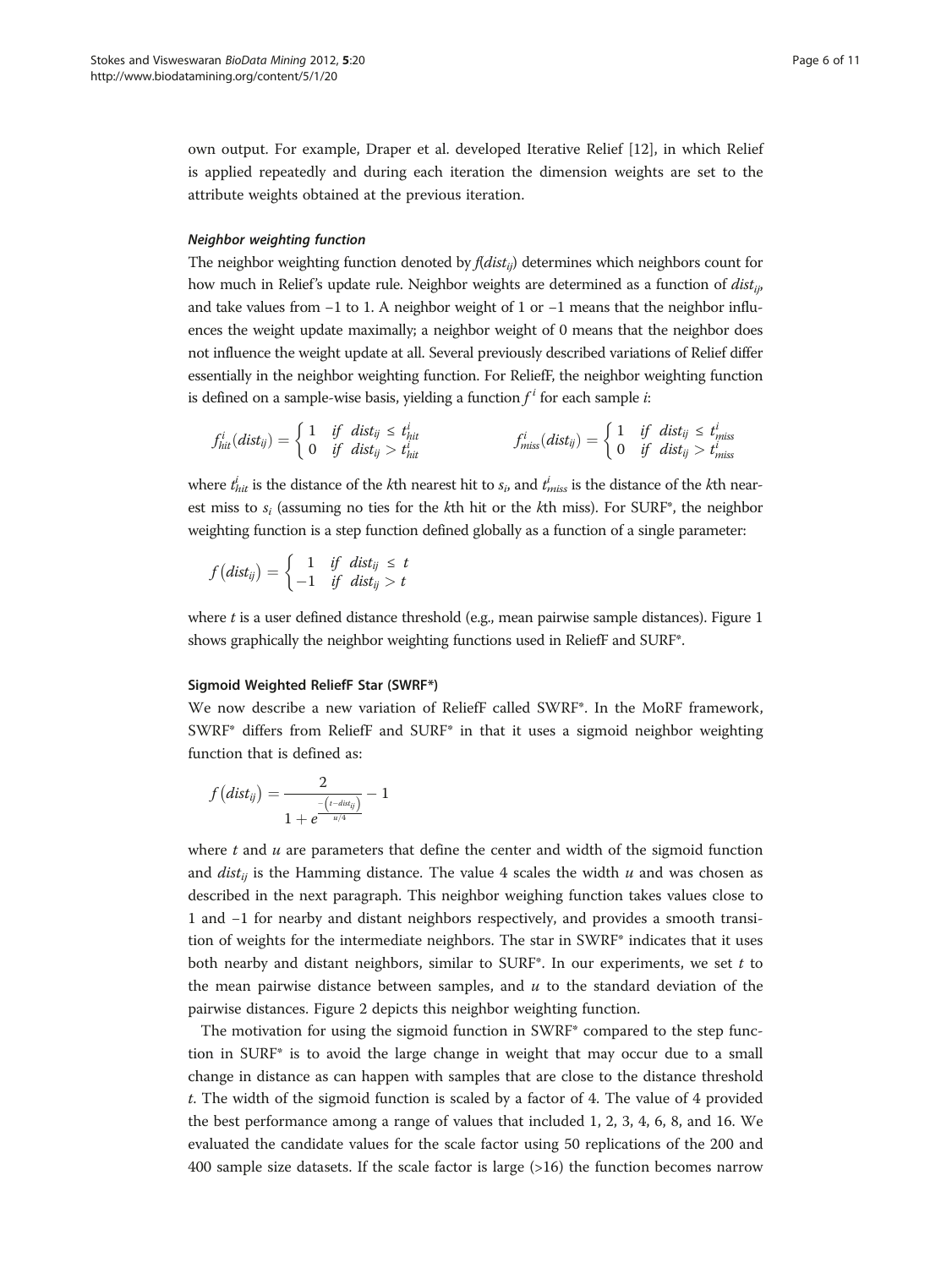own output. For example, Draper et al. developed Iterative Relief [12], in which Relief is applied repeatedly and during each iteration the dimension weights are set to the attribute weights obtained at the previous iteration.

#### *Neighbor weighting function*

The neighbor weighting function denoted by $f(dist_{ij})$ determines which neighbors count for how much in Relief's update rule. Neighbor weights are determined as a function of $dist_{ij}$, and take values from −1 to 1. A neighbor weight of 1 or −1 means that the neighbor influences the weight update maximally; a neighbor weight of 0 means that the neighbor does not influence the weight update at all. Several previously described variations of Relief differ essentially in the neighbor weighting function. For ReliefF, the neighbor weighting function is defined on a sample-wise basis, yielding a function $f^i$ for each sample $i$:

$$f^i_{hit}(dist_{ij}) = \begin{cases} 1 & if \;\; dist_{ij} \le t^i_{hit} \\ 0 & if \;\; dist_{ij} > t^i_{hit} \end{cases} \qquad\qquad f^i_{miss}(dist_{ij}) = \begin{cases} 1 & if \;\; dist_{ij} \le t^i_{miss} \\ 0 & if \;\; dist_{ij} > t^i_{miss} \end{cases}$$

where $t^i_{hit}$ is the distance of the $k$th nearest hit to $s_i$, and $t^i_{miss}$ is the distance of the $k$th nearest miss to $s_i$ (assuming no ties for the $k$th hit or the $k$th miss). For SURF*, the neighbor weighting function is a step function defined globally as a function of a single parameter:

$$f\left(dist_{ij}\right) = \begin{cases} 1 & if \;\; dist_{ij} \le t \\ -1 & if \;\; dist_{ij} > t \end{cases}$$

where $t$ is a user defined distance threshold (e.g., mean pairwise sample distances). Figure 1 shows graphically the neighbor weighting functions used in ReliefF and SURF*.

### Sigmoid Weighted ReliefF Star (SWRF*)

We now describe a new variation of ReliefF called SWRF*. In the MoRF framework, SWRF* differs from ReliefF and SURF* in that it uses a sigmoid neighbor weighting function that is defined as:

$$f\left(dist_{ij}\right) = \frac{2}{1 + e^{\frac{-\left(t - dist_{ij}\right)}{u/4}}} - 1$$

where $t$ and $u$ are parameters that define the center and width of the sigmoid function and $dist_{ij}$ is the Hamming distance. The value 4 scales the width $u$ and was chosen as described in the next paragraph. This neighbor weighing function takes values close to 1 and −1 for nearby and distant neighbors respectively, and provides a smooth transition of weights for the intermediate neighbors. The star in SWRF* indicates that it uses both nearby and distant neighbors, similar to SURF*. In our experiments, we set $t$ to the mean pairwise distance between samples, and $u$ to the standard deviation of the pairwise distances. Figure 2 depicts this neighbor weighting function.

The motivation for using the sigmoid function in SWRF* compared to the step function in SURF* is to avoid the large change in weight that may occur due to a small change in distance as can happen with samples that are close to the distance threshold $t$. The width of the sigmoid function is scaled by a factor of 4. The value of 4 provided the best performance among a range of values that included 1, 2, 3, 4, 6, 8, and 16. We evaluated the candidate values for the scale factor using 50 replications of the 200 and 400 sample size datasets. If the scale factor is large (>16) the function becomes narrow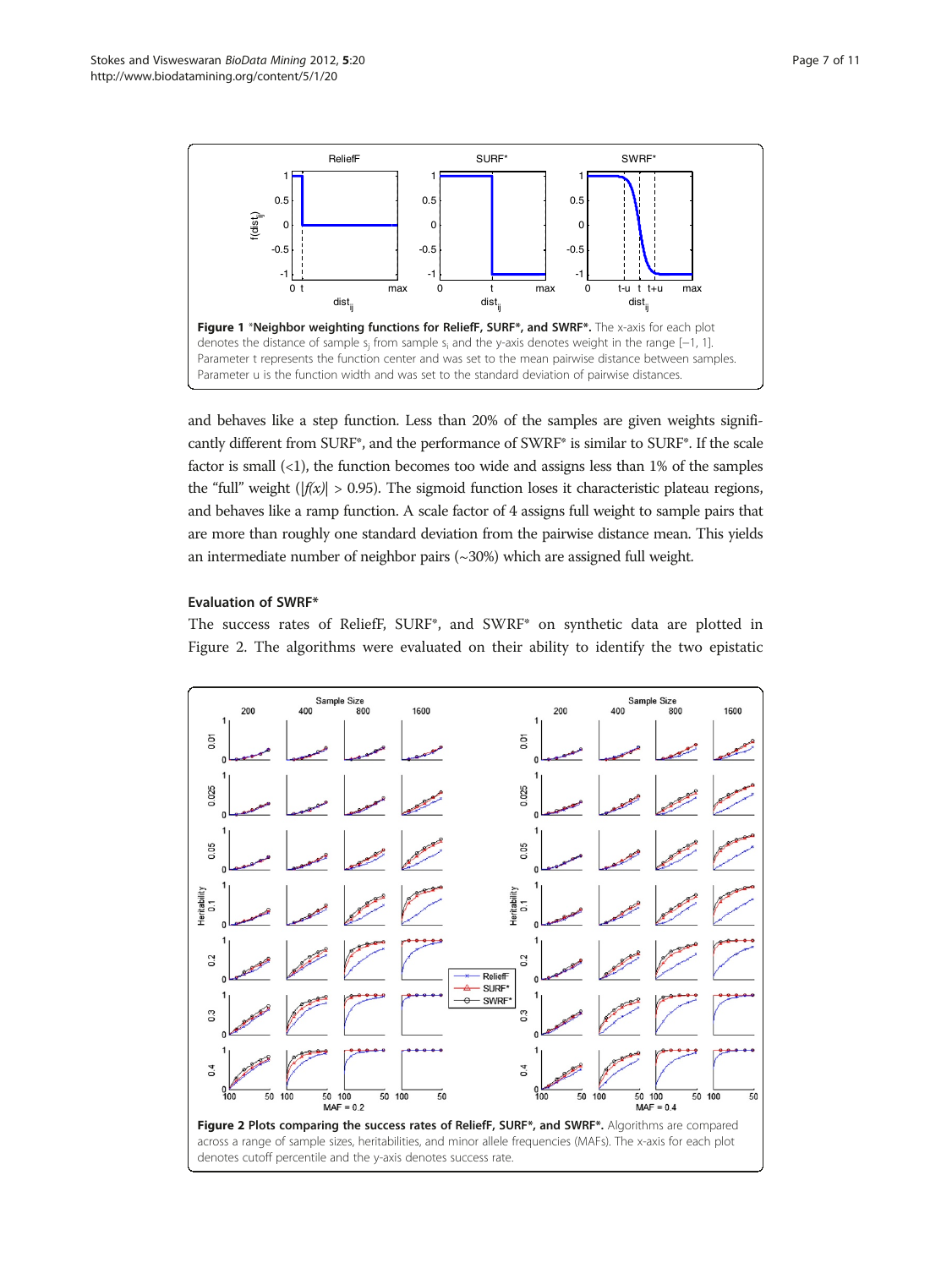Figure 1 \*Neighbor weighting functions for ReliefF, SURF\*, and SWRF\*. The x-axis for each plot denotes the distance of sample $s_j$ from sample $s_i$ and the y-axis denotes weight in the range [−1, 1]. Parameter t represents the function center and was set to the mean pairwise distance between samples. Parameter u is the function width and was set to the standard deviation of pairwise distances.

and behaves like a step function. Less than 20% of the samples are given weights significantly different from SURF\*, and the performance of SWRF\* is similar to SURF\*. If the scale factor is small (<1), the function becomes too wide and assigns less than 1% of the samples the "full" weight ($|f(x)| > 0.95$). The sigmoid function loses it characteristic plateau regions, and behaves like a ramp function. A scale factor of 4 assigns full weight to sample pairs that are more than roughly one standard deviation from the pairwise distance mean. This yields an intermediate number of neighbor pairs (~30%) which are assigned full weight.

### Evaluation of SWRF\*

The success rates of ReliefF, SURF\*, and SWRF\* on synthetic data are plotted in Figure 2. The algorithms were evaluated on their ability to identify the two epistatic

Figure 2 Plots comparing the success rates of ReliefF, SURF\*, and SWRF\*. Algorithms are compared across a range of sample sizes, heritabilities, and minor allele frequencies (MAFs). The x-axis for each plot denotes cutoff percentile and the y-axis denotes success rate.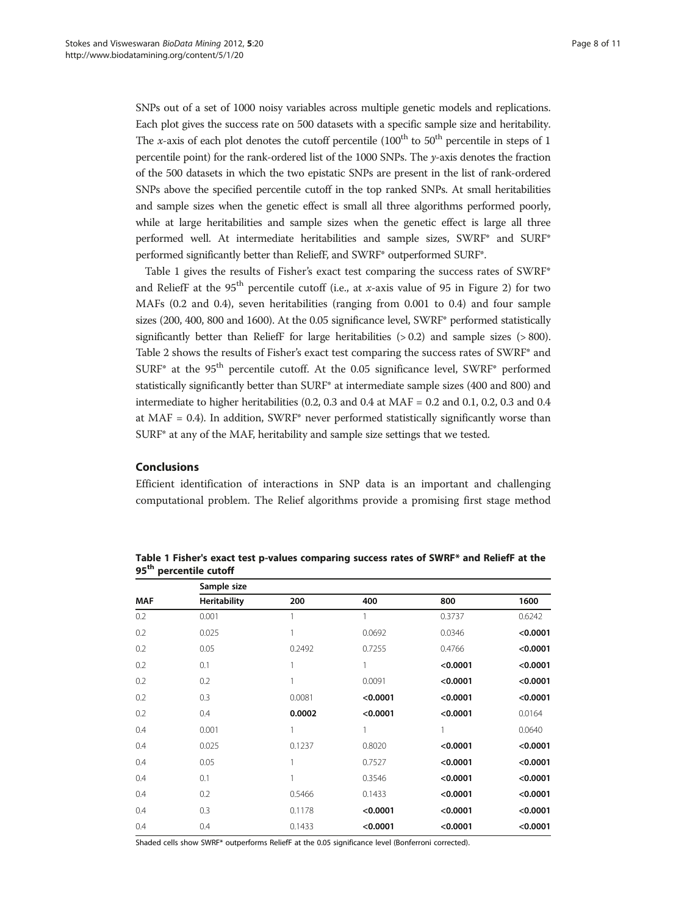SNPs out of a set of 1000 noisy variables across multiple genetic models and replications. Each plot gives the success rate on 500 datasets with a specific sample size and heritability. The $x$-axis of each plot denotes the cutoff percentile (100[th] to 50[th] percentile in steps of 1 percentile point) for the rank-ordered list of the 1000 SNPs. The $y$-axis denotes the fraction of the 500 datasets in which the two epistatic SNPs are present in the list of rank-ordered SNPs above the specified percentile cutoff in the top ranked SNPs. At small heritabilities and sample sizes when the genetic effect is small all three algorithms performed poorly, while at large heritabilities and sample sizes when the genetic effect is large all three performed well. At intermediate heritabilities and sample sizes, SWRF* and SURF* performed significantly better than ReliefF, and SWRF* outperformed SURF*.

Table 1 gives the results of Fisher's exact test comparing the success rates of SWRF* and ReliefF at the 95[th] percentile cutoff (i.e., at $x$-axis value of 95 in Figure 2) for two MAFs (0.2 and 0.4), seven heritabilities (ranging from 0.001 to 0.4) and four sample sizes (200, 400, 800 and 1600). At the 0.05 significance level, SWRF* performed statistically significantly better than ReliefF for large heritabilities (> 0.2) and sample sizes (> 800). Table 2 shows the results of Fisher's exact test comparing the success rates of SWRF* and SURF* at the 95[th] percentile cutoff. At the 0.05 significance level, SWRF* performed statistically significantly better than SURF* at intermediate sample sizes (400 and 800) and intermediate to higher heritabilities (0.2, 0.3 and 0.4 at MAF = 0.2 and 0.1, 0.2, 0.3 and 0.4 at MAF = 0.4). In addition, SWRF* never performed statistically significantly worse than SURF* at any of the MAF, heritability and sample size settings that we tested.

## Conclusions

Efficient identification of interactions in SNP data is an important and challenging computational problem. The Relief algorithms provide a promising first stage method

**Table 1 Fisher's exact test p-values comparing success rates of SWRF* and ReliefF at the 95[th] percentile cutoff**

| | Sample size | | | | |
|---|---|---|---|---|---|
| **MAF** | **Heritability** | **200** | **400** | **800** | **1600** |
| 0.2 | 0.001 | 1 | 1 | 0.3737 | 0.6242 |
| 0.2 | 0.025 | 1 | 0.0692 | 0.0346 | **<0.0001** |
| 0.2 | 0.05 | 0.2492 | 0.7255 | 0.4766 | **<0.0001** |
| 0.2 | 0.1 | 1 | 1 | **<0.0001** | **<0.0001** |
| 0.2 | 0.2 | 1 | 0.0091 | **<0.0001** | **<0.0001** |
| 0.2 | 0.3 | 0.0081 | **<0.0001** | **<0.0001** | **<0.0001** |
| 0.2 | 0.4 | **0.0002** | **<0.0001** | **<0.0001** | 0.0164 |
| 0.4 | 0.001 | 1 | 1 | 1 | 0.0640 |
| 0.4 | 0.025 | 0.1237 | 0.8020 | **<0.0001** | **<0.0001** |
| 0.4 | 0.05 | 1 | 0.7527 | **<0.0001** | **<0.0001** |
| 0.4 | 0.1 | 1 | 0.3546 | **<0.0001** | **<0.0001** |
| 0.4 | 0.2 | 0.5466 | 0.1433 | **<0.0001** | **<0.0001** |
| 0.4 | 0.3 | 0.1178 | **<0.0001** | **<0.0001** | **<0.0001** |
| 0.4 | 0.4 | 0.1433 | **<0.0001** | **<0.0001** | **<0.0001** |

Shaded cells show SWRF* outperforms ReliefF at the 0.05 significance level (Bonferroni corrected).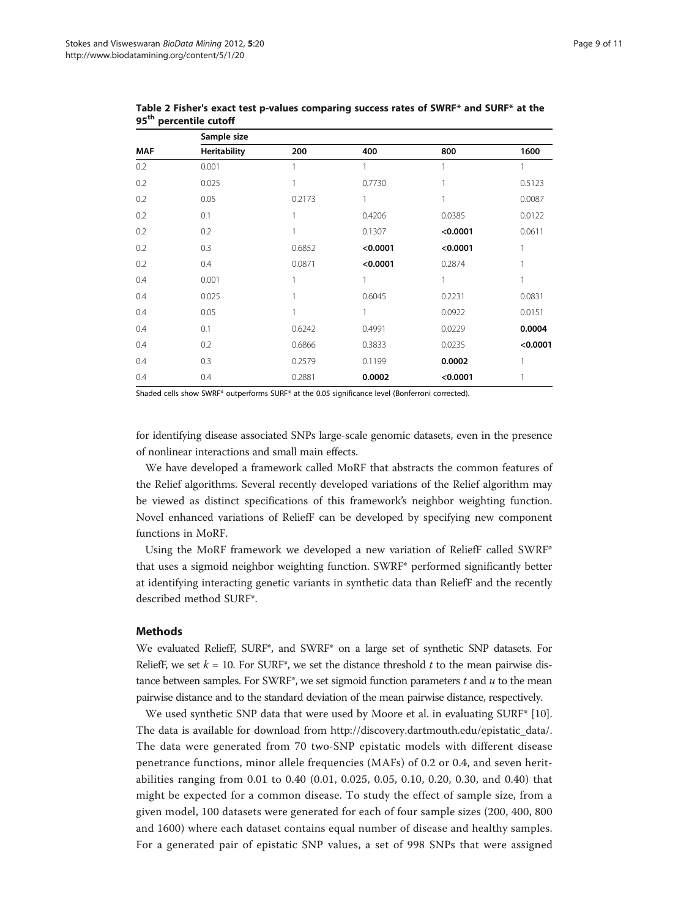**Table 2 Fisher's exact test p-values comparing success rates of SWRF* and SURF* at the 95th percentile cutoff**

| | Sample size | | | | |
|---|---|---|---|---|---|
| **MAF** | **Heritability** | **200** | **400** | **800** | **1600** |
| 0.2 | 0.001 | 1 | 1 | 1 | 1 |
| 0.2 | 0.025 | 1 | 0.7730 | 1 | 0.5123 |
| 0.2 | 0.05 | 0.2173 | 1 | 1 | 0.0087 |
| 0.2 | 0.1 | 1 | 0.4206 | 0.0385 | 0.0122 |
| 0.2 | 0.2 | 1 | 0.1307 | **<0.0001** | 0.0611 |
| 0.2 | 0.3 | 0.6852 | **<0.0001** | **<0.0001** | 1 |
| 0.2 | 0.4 | 0.0871 | **<0.0001** | 0.2874 | 1 |
| 0.4 | 0.001 | 1 | 1 | 1 | 1 |
| 0.4 | 0.025 | 1 | 0.6045 | 0.2231 | 0.0831 |
| 0.4 | 0.05 | 1 | 1 | 0.0922 | 0.0151 |
| 0.4 | 0.1 | 0.6242 | 0.4991 | 0.0229 | **0.0004** |
| 0.4 | 0.2 | 0.6866 | 0.3833 | 0.0235 | **<0.0001** |
| 0.4 | 0.3 | 0.2579 | 0.1199 | **0.0002** | 1 |
| 0.4 | 0.4 | 0.2881 | **0.0002** | **<0.0001** | 1 |

Shaded cells show SWRF* outperforms SURF* at the 0.05 significance level (Bonferroni corrected).

for identifying disease associated SNPs large-scale genomic datasets, even in the presence of nonlinear interactions and small main effects.

We have developed a framework called MoRF that abstracts the common features of the Relief algorithms. Several recently developed variations of the Relief algorithm may be viewed as distinct specifications of this framework's neighbor weighting function. Novel enhanced variations of ReliefF can be developed by specifying new component functions in MoRF.

Using the MoRF framework we developed a new variation of ReliefF called SWRF* that uses a sigmoid neighbor weighting function. SWRF* performed significantly better at identifying interacting genetic variants in synthetic data than ReliefF and the recently described method SURF*.

## Methods

We evaluated ReliefF, SURF*, and SWRF* on a large set of synthetic SNP datasets. For ReliefF, we set $k = 10$. For SURF*, we set the distance threshold $t$ to the mean pairwise distance between samples. For SWRF*, we set sigmoid function parameters $t$ and $u$ to the mean pairwise distance and to the standard deviation of the mean pairwise distance, respectively.

We used synthetic SNP data that were used by Moore et al. in evaluating SURF* [10]. The data is available for download from http://discovery.dartmouth.edu/epistatic_data/. The data were generated from 70 two-SNP epistatic models with different disease penetrance functions, minor allele frequencies (MAFs) of 0.2 or 0.4, and seven heritabilities ranging from 0.01 to 0.40 (0.01, 0.025, 0.05, 0.10, 0.20, 0.30, and 0.40) that might be expected for a common disease. To study the effect of sample size, from a given model, 100 datasets were generated for each of four sample sizes (200, 400, 800 and 1600) where each dataset contains equal number of disease and healthy samples. For a generated pair of epistatic SNP values, a set of 998 SNPs that were assigned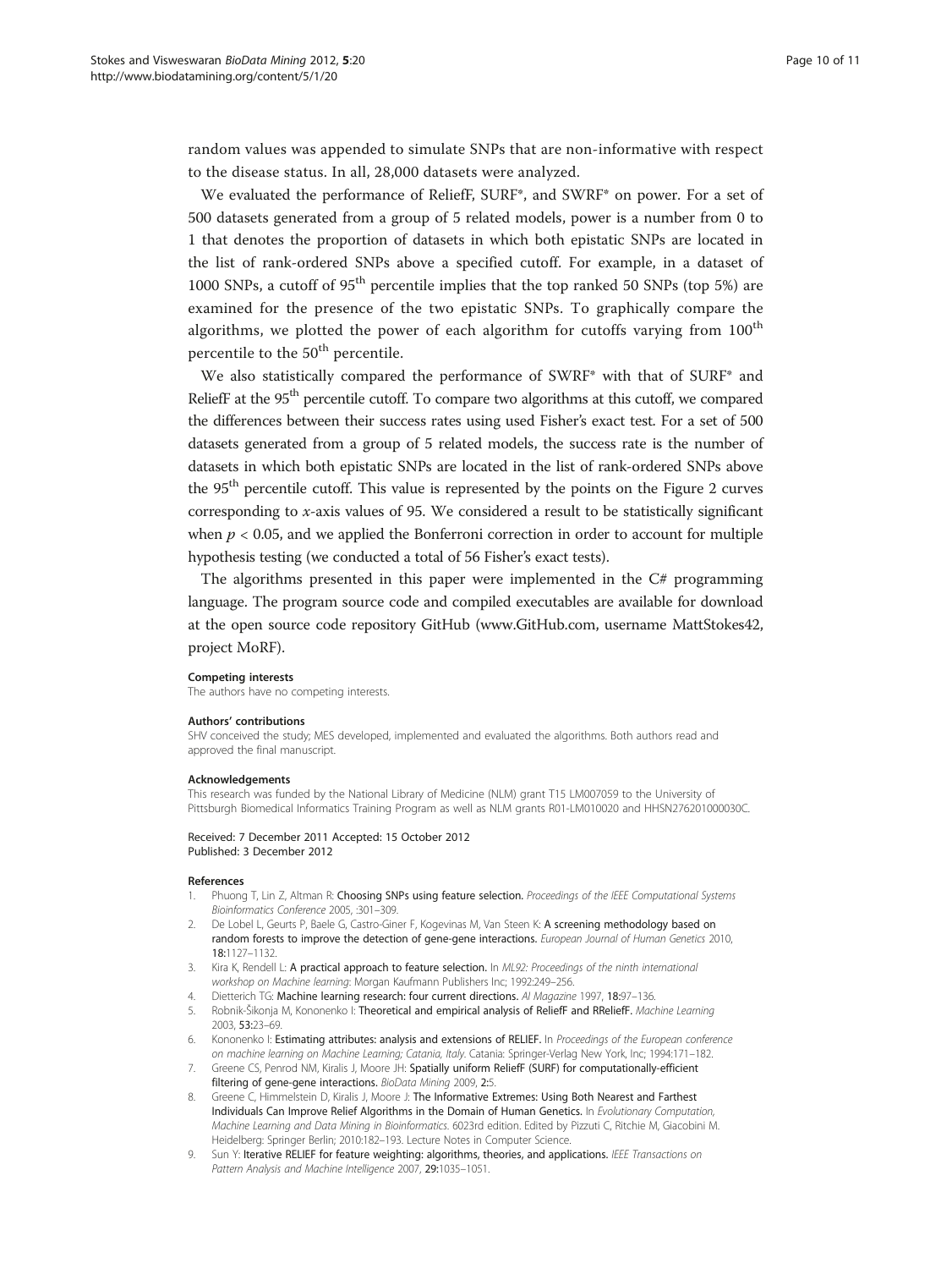random values was appended to simulate SNPs that are non-informative with respect to the disease status. In all, 28,000 datasets were analyzed.

We evaluated the performance of ReliefF, SURF*, and SWRF* on power. For a set of 500 datasets generated from a group of 5 related models, power is a number from 0 to 1 that denotes the proportion of datasets in which both epistatic SNPs are located in the list of rank-ordered SNPs above a specified cutoff. For example, in a dataset of 1000 SNPs, a cutoff of 95$^{th}$ percentile implies that the top ranked 50 SNPs (top 5%) are examined for the presence of the two epistatic SNPs. To graphically compare the algorithms, we plotted the power of each algorithm for cutoffs varying from 100$^{th}$ percentile to the 50$^{th}$ percentile.

We also statistically compared the performance of SWRF* with that of SURF* and ReliefF at the 95$^{th}$ percentile cutoff. To compare two algorithms at this cutoff, we compared the differences between their success rates using used Fisher's exact test. For a set of 500 datasets generated from a group of 5 related models, the success rate is the number of datasets in which both epistatic SNPs are located in the list of rank-ordered SNPs above the 95$^{th}$ percentile cutoff. This value is represented by the points on the Figure 2 curves corresponding to $x$-axis values of 95. We considered a result to be statistically significant when $p < 0.05$, and we applied the Bonferroni correction in order to account for multiple hypothesis testing (we conducted a total of 56 Fisher's exact tests).

The algorithms presented in this paper were implemented in the C# programming language. The program source code and compiled executables are available for download at the open source code repository GitHub (www.GitHub.com, username MattStokes42, project MoRF).

#### Competing interests
The authors have no competing interests.

#### Authors' contributions
SHV conceived the study; MES developed, implemented and evaluated the algorithms. Both authors read and approved the final manuscript.

#### Acknowledgements
This research was funded by the National Library of Medicine (NLM) grant T15 LM007059 to the University of Pittsburgh Biomedical Informatics Training Program as well as NLM grants R01-LM010020 and HHSN276201000030C.

Received: 7 December 2011 Accepted: 15 October 2012
Published: 3 December 2012

#### References
1. Phuong T, Lin Z, Altman R: **Choosing SNPs using feature selection.** *Proceedings of the IEEE Computational Systems Bioinformatics Conference* 2005, :301–309.
2. De Lobel L, Geurts P, Baele G, Castro-Giner F, Kogevinas M, Van Steen K: **A screening methodology based on random forests to improve the detection of gene-gene interactions.** *European Journal of Human Genetics* 2010, **18:**1127–1132.
3. Kira K, Rendell L: **A practical approach to feature selection.** In *ML92: Proceedings of the ninth international workshop on Machine learning*: Morgan Kaufmann Publishers Inc; 1992:249–256.
4. Dietterich TG: **Machine learning research: four current directions.** *AI Magazine* 1997, **18:**97–136.
5. Robnik-Šikonja M, Kononenko I: **Theoretical and empirical analysis of ReliefF and RReliefF.** *Machine Learning* 2003, **53:**23–69.
6. Kononenko I: **Estimating attributes: analysis and extensions of RELIEF.** In *Proceedings of the European conference on machine learning on Machine Learning; Catania, Italy*. Catania: Springer-Verlag New York, Inc; 1994:171–182.
7. Greene CS, Penrod NM, Kiralis J, Moore JH: **Spatially uniform ReliefF (SURF) for computationally-efficient filtering of gene-gene interactions.** *BioData Mining* 2009, **2:**5.
8. Greene C, Himmelstein D, Kiralis J, Moore J: **The Informative Extremes: Using Both Nearest and Farthest Individuals Can Improve Relief Algorithms in the Domain of Human Genetics.** In *Evolutionary Computation, Machine Learning and Data Mining in Bioinformatics*. 6023rd edition. Edited by Pizzuti C, Ritchie M, Giacobini M. Heidelberg: Springer Berlin; 2010:182–193. Lecture Notes in Computer Science.
9. Sun Y: **Iterative RELIEF for feature weighting: algorithms, theories, and applications.** *IEEE Transactions on Pattern Analysis and Machine Intelligence* 2007, **29:**1035–1051.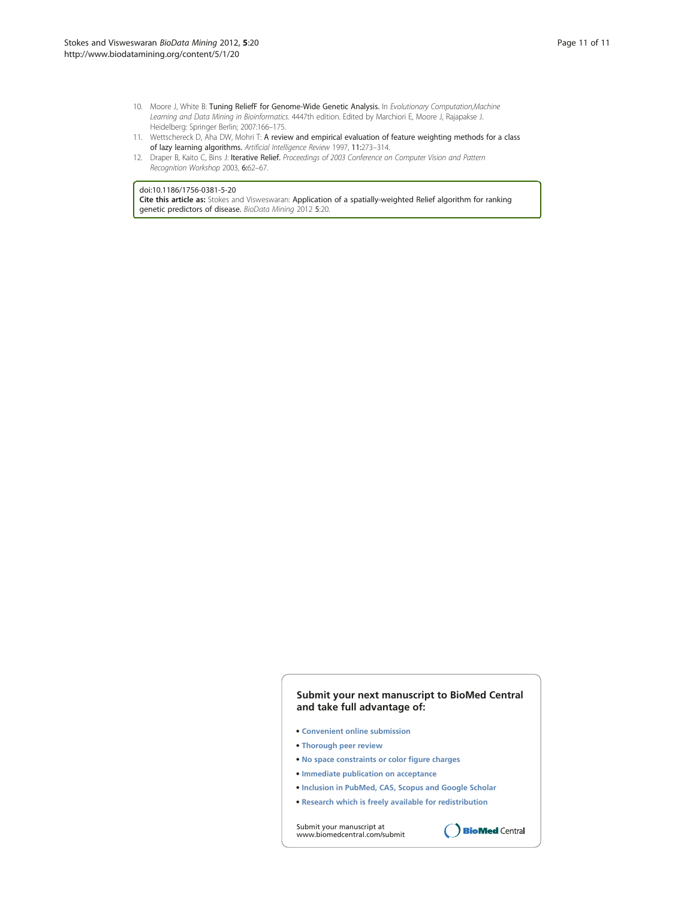10. Moore J, White B: **Tuning ReliefF for Genome-Wide Genetic Analysis.** In *Evolutionary Computation,Machine Learning and Data Mining in Bioinformatics*. 4447th edition. Edited by Marchiori E, Moore J, Rajapakse J. Heidelberg: Springer Berlin; 2007:166–175.
11. Wettschereck D, Aha DW, Mohri T: **A review and empirical evaluation of feature weighting methods for a class of lazy learning algorithms.** *Artificial Intelligence Review* 1997, **11:**273–314.
12. Draper B, Kaito C, Bins J: **Iterative Relief.** *Proceedings of 2003 Conference on Computer Vision and Pattern Recognition Workshop* 2003, **6:**62–67.

doi:10.1186/1756-0381-5-20
**Cite this article as:** Stokes and Visweswaran: **Application of a spatially-weighted Relief algorithm for ranking genetic predictors of disease.** *BioData Mining* 2012 **5**:20.

**Submit your next manuscript to BioMed Central and take full advantage of:**

- **Convenient online submission**
- **Thorough peer review**
- **No space constraints or color figure charges**
- **Immediate publication on acceptance**
- **Inclusion in PubMed, CAS, Scopus and Google Scholar**
- **Research which is freely available for redistribution**

Submit your manuscript at
www.biomedcentral.com/submit

BioMed Central